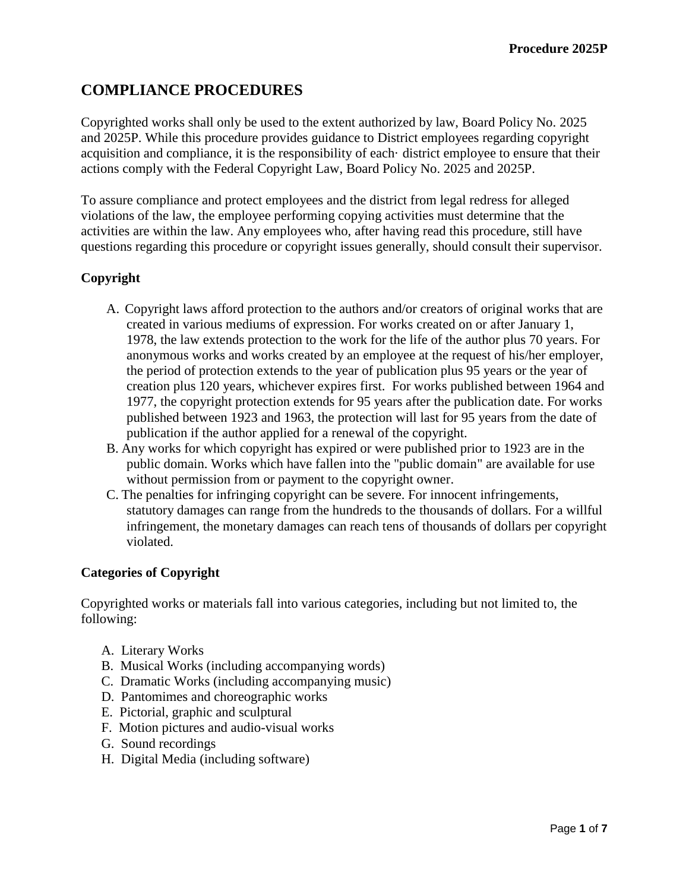Procedure 2025P

# COMPLIANCE PROCEDURES

Copyrighted works shall only be used to the extent authorized by law, Board Policy No. 2025 and 2025P. While this procedure provides guidance to District employees regarding copyright acquisition and compliance, it is the responsibility of each· district employee to ensure that their actions comply with the Federal Copyright Law, Board Policy No. 2025 and 2025P.

To assure compliance and protect employees and the district from legal redress for alleged violations of the law, the employee performing copying activities must determine that the activities are within the law. Any employees who, after having read this procedure, still have questions regarding this procedure or copyright issues generally, should consult their supervisor.

### Copyright

A. Copyright laws afford protection to the authors and/or creators of original works that are created in various mediums of expression. For works created on or after January 1, 1978, the law extends protection to the work for the life of the author plus 70 years. For anonymous works and works created by an employee at the request of his/her employer, the period of protection extends to the year of publication plus 95 years or the year of creation plus 120 years, whichever expires first. For works published between 1964 and 1977, the copyright protection extends for 95 years after the publication date. For works published between 1923 and 1963, the protection will last for 95 years from the date of publication if the author applied for a renewal of the copyright.
B. Any works for which copyright has expired or were published prior to 1923 are in the public domain. Works which have fallen into the "public domain" are available for use without permission from or payment to the copyright owner.
C. The penalties for infringing copyright can be severe. For innocent infringements, statutory damages can range from the hundreds to the thousands of dollars. For a willful infringement, the monetary damages can reach tens of thousands of dollars per copyright violated.

### Categories of Copyright

Copyrighted works or materials fall into various categories, including but not limited to, the following:

A. Literary Works
B. Musical Works (including accompanying words)
C. Dramatic Works (including accompanying music)
D. Pantomimes and choreographic works
E. Pictorial, graphic and sculptural
F. Motion pictures and audio-visual works
G. Sound recordings
H. Digital Media (including software)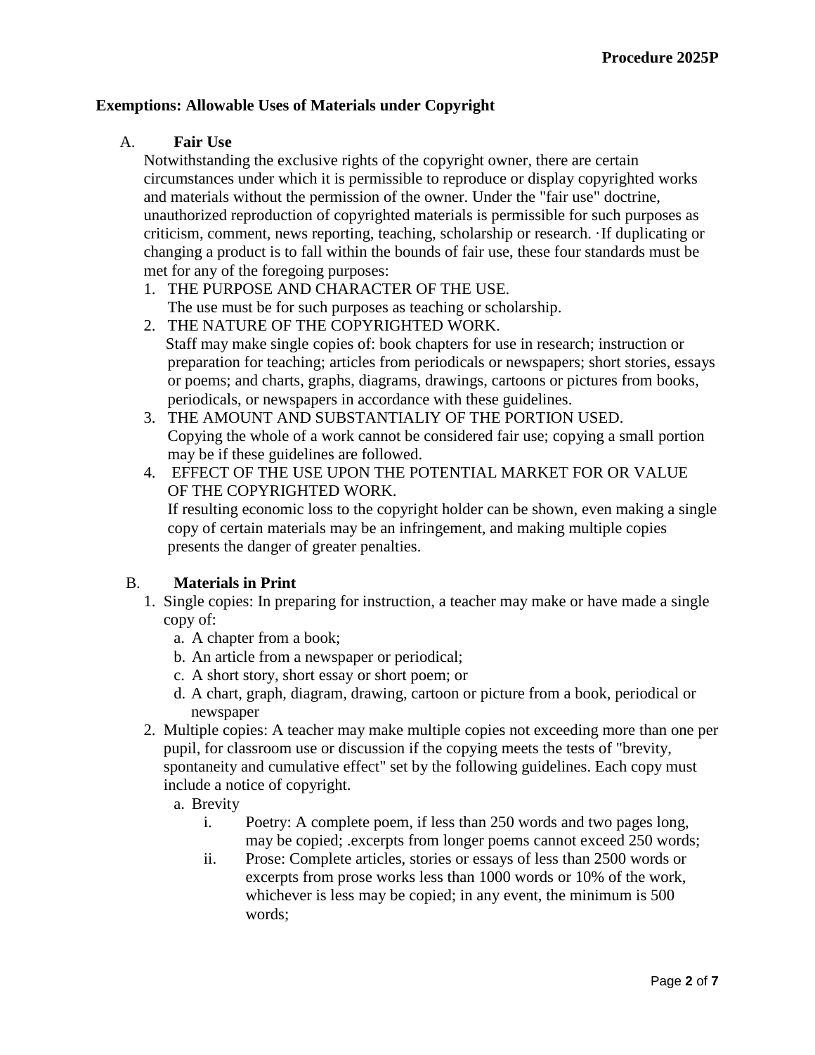**Exemptions: Allowable Uses of Materials under Copyright**

A. **Fair Use**

Notwithstanding the exclusive rights of the copyright owner, there are certain circumstances under which it is permissible to reproduce or display copyrighted works and materials without the permission of the owner. Under the "fair use" doctrine, unauthorized reproduction of copyrighted materials is permissible for such purposes as criticism, comment, news reporting, teaching, scholarship or research. ·If duplicating or changing a product is to fall within the bounds of fair use, these four standards must be met for any of the foregoing purposes:

1. THE PURPOSE AND CHARACTER OF THE USE.
   The use must be for such purposes as teaching or scholarship.
2. THE NATURE OF THE COPYRIGHTED WORK.
   Staff may make single copies of: book chapters for use in research; instruction or preparation for teaching; articles from periodicals or newspapers; short stories, essays or poems; and charts, graphs, diagrams, drawings, cartoons or pictures from books, periodicals, or newspapers in accordance with these guidelines.
3. THE AMOUNT AND SUBSTANTIALIY OF THE PORTION USED.
   Copying the whole of a work cannot be considered fair use; copying a small portion may be if these guidelines are followed.
4. EFFECT OF THE USE UPON THE POTENTIAL MARKET FOR OR VALUE OF THE COPYRIGHTED WORK.
   If resulting economic loss to the copyright holder can be shown, even making a single copy of certain materials may be an infringement, and making multiple copies presents the danger of greater penalties.

B. **Materials in Print**

1. Single copies: In preparing for instruction, a teacher may make or have made a single copy of:
   a. A chapter from a book;
   b. An article from a newspaper or periodical;
   c. A short story, short essay or short poem; or
   d. A chart, graph, diagram, drawing, cartoon or picture from a book, periodical or newspaper
2. Multiple copies: A teacher may make multiple copies not exceeding more than one per pupil, for classroom use or discussion if the copying meets the tests of "brevity, spontaneity and cumulative effect" set by the following guidelines. Each copy must include a notice of copyright.
   a. Brevity
      i. Poetry: A complete poem, if less than 250 words and two pages long, may be copied; .excerpts from longer poems cannot exceed 250 words;
      ii. Prose: Complete articles, stories or essays of less than 2500 words or excerpts from prose works less than 1000 words or 10% of the work, whichever is less may be copied; in any event, the minimum is 500 words;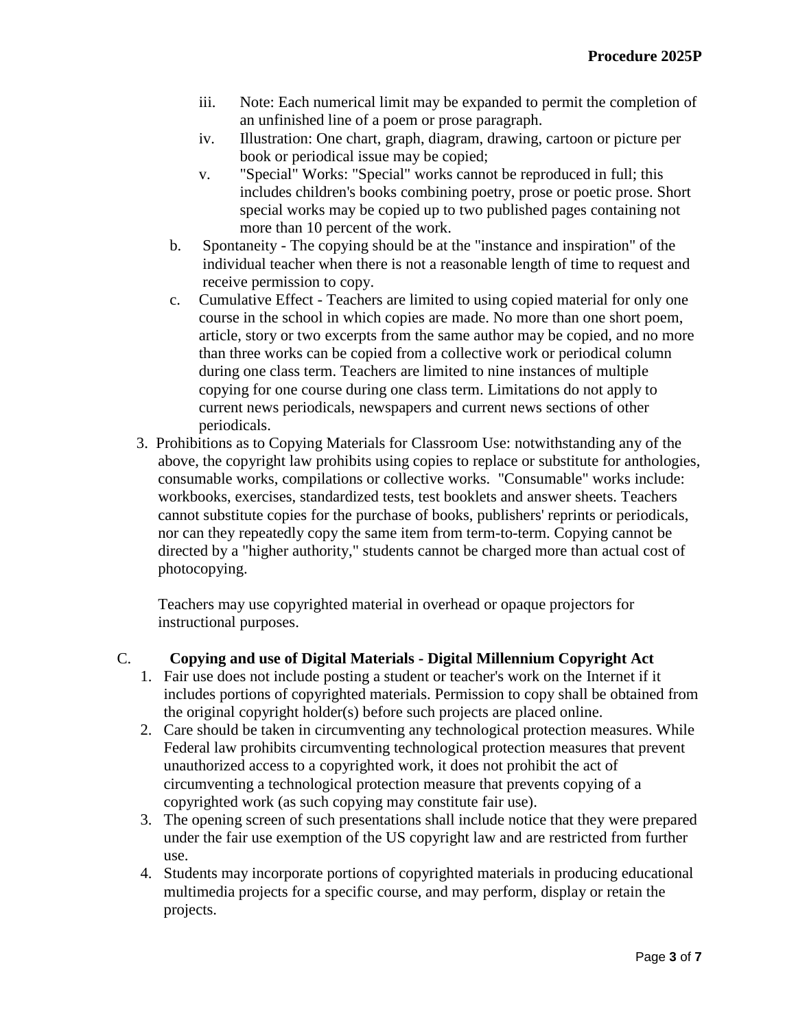iii. Note: Each numerical limit may be expanded to permit the completion of an unfinished line of a poem or prose paragraph.

   iv. Illustration: One chart, graph, diagram, drawing, cartoon or picture per book or periodical issue may be copied;

   v. "Special" Works: "Special" works cannot be reproduced in full; this includes children's books combining poetry, prose or poetic prose. Short special works may be copied up to two published pages containing not more than 10 percent of the work.

b. Spontaneity - The copying should be at the "instance and inspiration" of the individual teacher when there is not a reasonable length of time to request and receive permission to copy.

c. Cumulative Effect - Teachers are limited to using copied material for only one course in the school in which copies are made. No more than one short poem, article, story or two excerpts from the same author may be copied, and no more than three works can be copied from a collective work or periodical column during one class term. Teachers are limited to nine instances of multiple copying for one course during one class term. Limitations do not apply to current news periodicals, newspapers and current news sections of other periodicals.

3. Prohibitions as to Copying Materials for Classroom Use: notwithstanding any of the above, the copyright law prohibits using copies to replace or substitute for anthologies, consumable works, compilations or collective works. "Consumable" works include: workbooks, exercises, standardized tests, test booklets and answer sheets. Teachers cannot substitute copies for the purchase of books, publishers' reprints or periodicals, nor can they repeatedly copy the same item from term-to-term. Copying cannot be directed by a "higher authority," students cannot be charged more than actual cost of photocopying.

   Teachers may use copyrighted material in overhead or opaque projectors for instructional purposes.

C. **Copying and use of Digital Materials - Digital Millennium Copyright Act**

1. Fair use does not include posting a student or teacher's work on the Internet if it includes portions of copyrighted materials. Permission to copy shall be obtained from the original copyright holder(s) before such projects are placed online.
2. Care should be taken in circumventing any technological protection measures. While Federal law prohibits circumventing technological protection measures that prevent unauthorized access to a copyrighted work, it does not prohibit the act of circumventing a technological protection measure that prevents copying of a copyrighted work (as such copying may constitute fair use).
3. The opening screen of such presentations shall include notice that they were prepared under the fair use exemption of the US copyright law and are restricted from further use.
4. Students may incorporate portions of copyrighted materials in producing educational multimedia projects for a specific course, and may perform, display or retain the projects.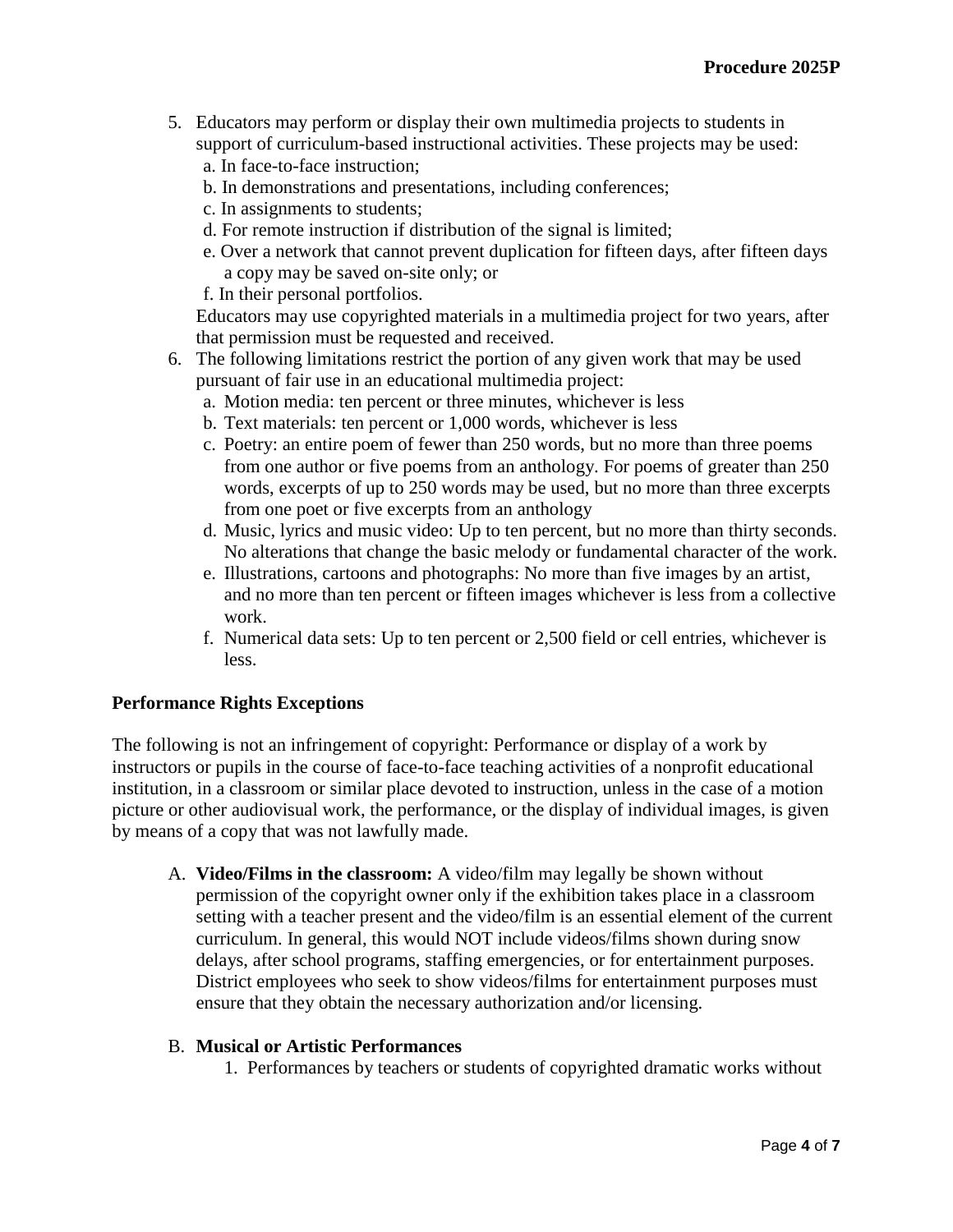5. Educators may perform or display their own multimedia projects to students in support of curriculum-based instructional activities. These projects may be used:
   a. In face-to-face instruction;
   b. In demonstrations and presentations, including conferences;
   c. In assignments to students;
   d. For remote instruction if distribution of the signal is limited;
   e. Over a network that cannot prevent duplication for fifteen days, after fifteen days a copy may be saved on-site only; or
   f. In their personal portfolios.

   Educators may use copyrighted materials in a multimedia project for two years, after that permission must be requested and received.
6. The following limitations restrict the portion of any given work that may be used pursuant of fair use in an educational multimedia project:
   a. Motion media: ten percent or three minutes, whichever is less
   b. Text materials: ten percent or 1,000 words, whichever is less
   c. Poetry: an entire poem of fewer than 250 words, but no more than three poems from one author or five poems from an anthology. For poems of greater than 250 words, excerpts of up to 250 words may be used, but no more than three excerpts from one poet or five excerpts from an anthology
   d. Music, lyrics and music video: Up to ten percent, but no more than thirty seconds. No alterations that change the basic melody or fundamental character of the work.
   e. Illustrations, cartoons and photographs: No more than five images by an artist, and no more than ten percent or fifteen images whichever is less from a collective work.
   f. Numerical data sets: Up to ten percent or 2,500 field or cell entries, whichever is less.

**Performance Rights Exceptions**

The following is not an infringement of copyright: Performance or display of a work by instructors or pupils in the course of face-to-face teaching activities of a nonprofit educational institution, in a classroom or similar place devoted to instruction, unless in the case of a motion picture or other audiovisual work, the performance, or the display of individual images, is given by means of a copy that was not lawfully made.

A. **Video/Films in the classroom:** A video/film may legally be shown without permission of the copyright owner only if the exhibition takes place in a classroom setting with a teacher present and the video/film is an essential element of the current curriculum. In general, this would NOT include videos/films shown during snow delays, after school programs, staffing emergencies, or for entertainment purposes. District employees who seek to show videos/films for entertainment purposes must ensure that they obtain the necessary authorization and/or licensing.

B. **Musical or Artistic Performances**
   1. Performances by teachers or students of copyrighted dramatic works without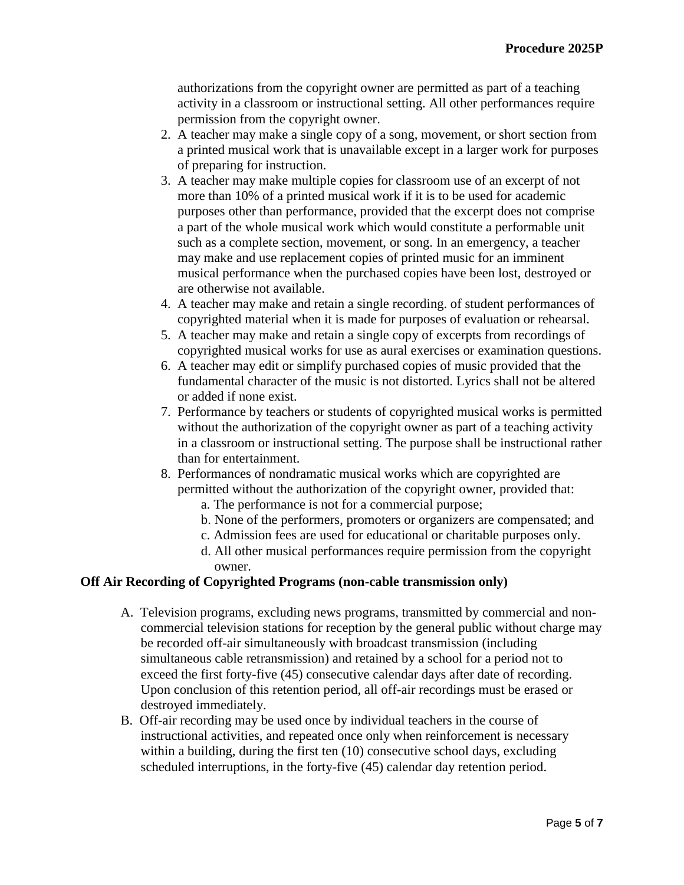authorizations from the copyright owner are permitted as part of a teaching activity in a classroom or instructional setting. All other performances require permission from the copyright owner.

2. A teacher may make a single copy of a song, movement, or short section from a printed musical work that is unavailable except in a larger work for purposes of preparing for instruction.
3. A teacher may make multiple copies for classroom use of an excerpt of not more than 10% of a printed musical work if it is to be used for academic purposes other than performance, provided that the excerpt does not comprise a part of the whole musical work which would constitute a performable unit such as a complete section, movement, or song. In an emergency, a teacher may make and use replacement copies of printed music for an imminent musical performance when the purchased copies have been lost, destroyed or are otherwise not available.
4. A teacher may make and retain a single recording. of student performances of copyrighted material when it is made for purposes of evaluation or rehearsal.
5. A teacher may make and retain a single copy of excerpts from recordings of copyrighted musical works for use as aural exercises or examination questions.
6. A teacher may edit or simplify purchased copies of music provided that the fundamental character of the music is not distorted. Lyrics shall not be altered or added if none exist.
7. Performance by teachers or students of copyrighted musical works is permitted without the authorization of the copyright owner as part of a teaching activity in a classroom or instructional setting. The purpose shall be instructional rather than for entertainment.
8. Performances of nondramatic musical works which are copyrighted are permitted without the authorization of the copyright owner, provided that:
    a. The performance is not for a commercial purpose;
    b. None of the performers, promoters or organizers are compensated; and
    c. Admission fees are used for educational or charitable purposes only.
    d. All other musical performances require permission from the copyright owner.

**Off Air Recording of Copyrighted Programs (non-cable transmission only)**

A. Television programs, excluding news programs, transmitted by commercial and non-commercial television stations for reception by the general public without charge may be recorded off-air simultaneously with broadcast transmission (including simultaneous cable retransmission) and retained by a school for a period not to exceed the first forty-five (45) consecutive calendar days after date of recording. Upon conclusion of this retention period, all off-air recordings must be erased or destroyed immediately.

B. Off-air recording may be used once by individual teachers in the course of instructional activities, and repeated once only when reinforcement is necessary within a building, during the first ten (10) consecutive school days, excluding scheduled interruptions, in the forty-five (45) calendar day retention period.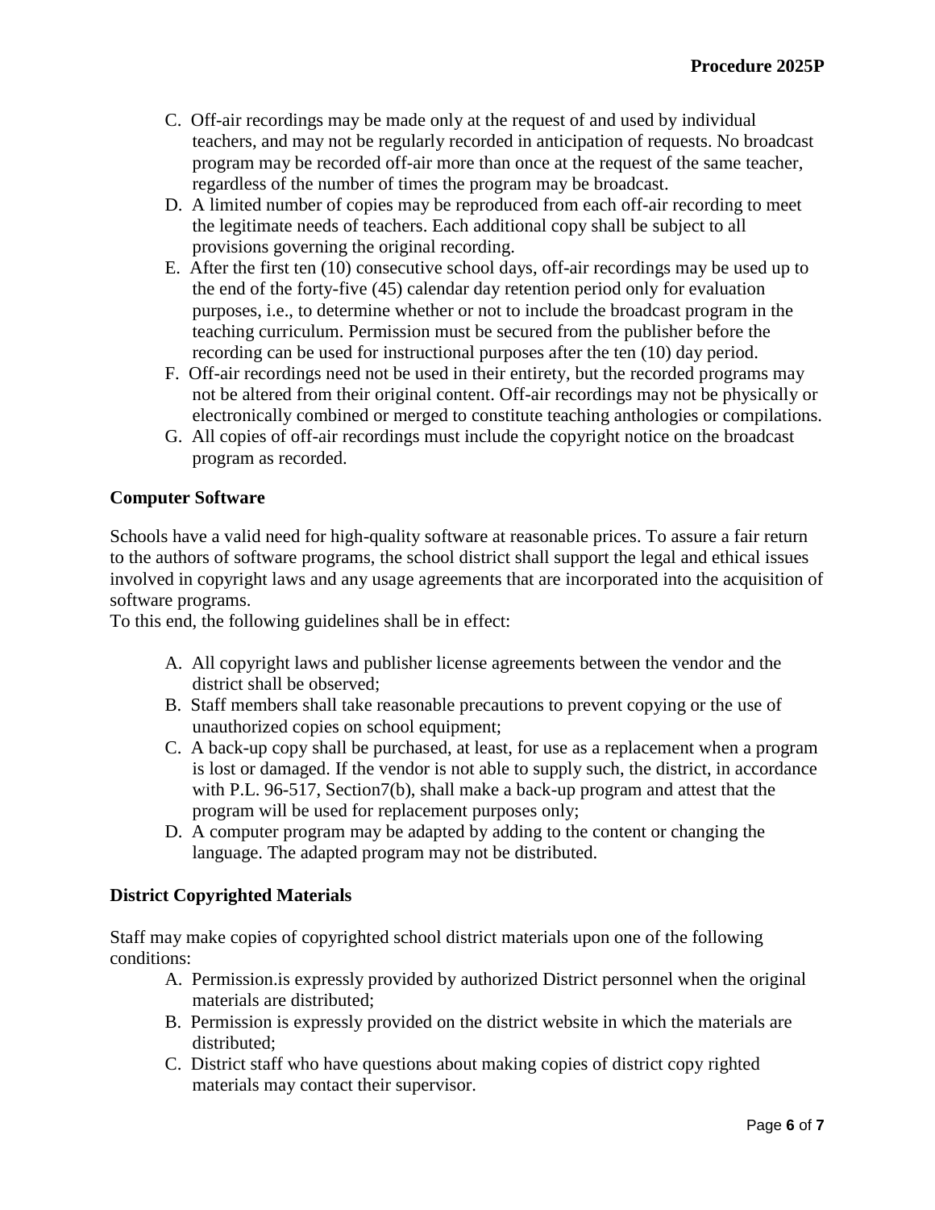C. Off-air recordings may be made only at the request of and used by individual teachers, and may not be regularly recorded in anticipation of requests. No broadcast program may be recorded off-air more than once at the request of the same teacher, regardless of the number of times the program may be broadcast.

D. A limited number of copies may be reproduced from each off-air recording to meet the legitimate needs of teachers. Each additional copy shall be subject to all provisions governing the original recording.

E. After the first ten (10) consecutive school days, off-air recordings may be used up to the end of the forty-five (45) calendar day retention period only for evaluation purposes, i.e., to determine whether or not to include the broadcast program in the teaching curriculum. Permission must be secured from the publisher before the recording can be used for instructional purposes after the ten (10) day period.

F. Off-air recordings need not be used in their entirety, but the recorded programs may not be altered from their original content. Off-air recordings may not be physically or electronically combined or merged to constitute teaching anthologies or compilations.

G. All copies of off-air recordings must include the copyright notice on the broadcast program as recorded.

**Computer Software**

Schools have a valid need for high-quality software at reasonable prices. To assure a fair return to the authors of software programs, the school district shall support the legal and ethical issues involved in copyright laws and any usage agreements that are incorporated into the acquisition of software programs.
To this end, the following guidelines shall be in effect:

A. All copyright laws and publisher license agreements between the vendor and the district shall be observed;

B. Staff members shall take reasonable precautions to prevent copying or the use of unauthorized copies on school equipment;

C. A back-up copy shall be purchased, at least, for use as a replacement when a program is lost or damaged. If the vendor is not able to supply such, the district, in accordance with P.L. 96-517, Section7(b), shall make a back-up program and attest that the program will be used for replacement purposes only;

D. A computer program may be adapted by adding to the content or changing the language. The adapted program may not be distributed.

**District Copyrighted Materials**

Staff may make copies of copyrighted school district materials upon one of the following conditions:

A. Permission.is expressly provided by authorized District personnel when the original materials are distributed;

B. Permission is expressly provided on the district website in which the materials are distributed;

C. District staff who have questions about making copies of district copy righted materials may contact their supervisor.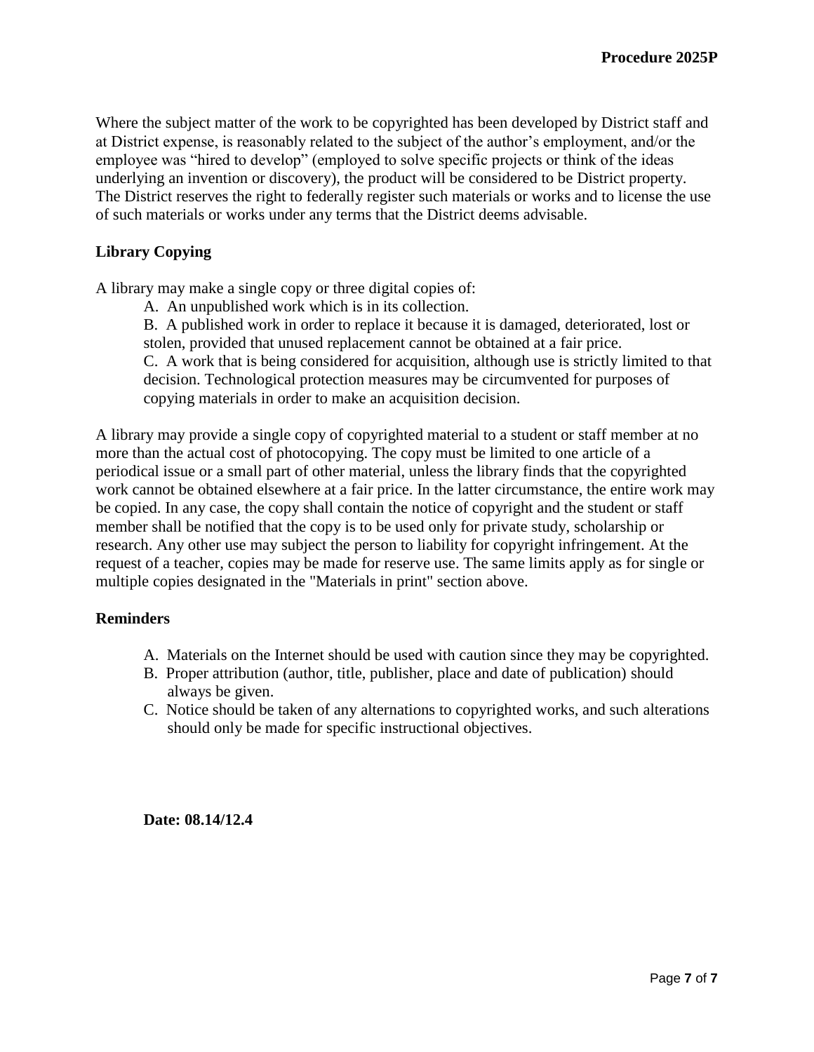Where the subject matter of the work to be copyrighted has been developed by District staff and at District expense, is reasonably related to the subject of the author's employment, and/or the employee was "hired to develop" (employed to solve specific projects or think of the ideas underlying an invention or discovery), the product will be considered to be District property. The District reserves the right to federally register such materials or works and to license the use of such materials or works under any terms that the District deems advisable.

**Library Copying**

A library may make a single copy or three digital copies of:

A. An unpublished work which is in its collection.

B. A published work in order to replace it because it is damaged, deteriorated, lost or stolen, provided that unused replacement cannot be obtained at a fair price.

C. A work that is being considered for acquisition, although use is strictly limited to that decision. Technological protection measures may be circumvented for purposes of copying materials in order to make an acquisition decision.

A library may provide a single copy of copyrighted material to a student or staff member at no more than the actual cost of photocopying. The copy must be limited to one article of a periodical issue or a small part of other material, unless the library finds that the copyrighted work cannot be obtained elsewhere at a fair price. In the latter circumstance, the entire work may be copied. In any case, the copy shall contain the notice of copyright and the student or staff member shall be notified that the copy is to be used only for private study, scholarship or research. Any other use may subject the person to liability for copyright infringement. At the request of a teacher, copies may be made for reserve use. The same limits apply as for single or multiple copies designated in the "Materials in print" section above.

**Reminders**

A. Materials on the Internet should be used with caution since they may be copyrighted.
B. Proper attribution (author, title, publisher, place and date of publication) should always be given.
C. Notice should be taken of any alternations to copyrighted works, and such alterations should only be made for specific instructional objectives.

**Date: 08.14/12.4**